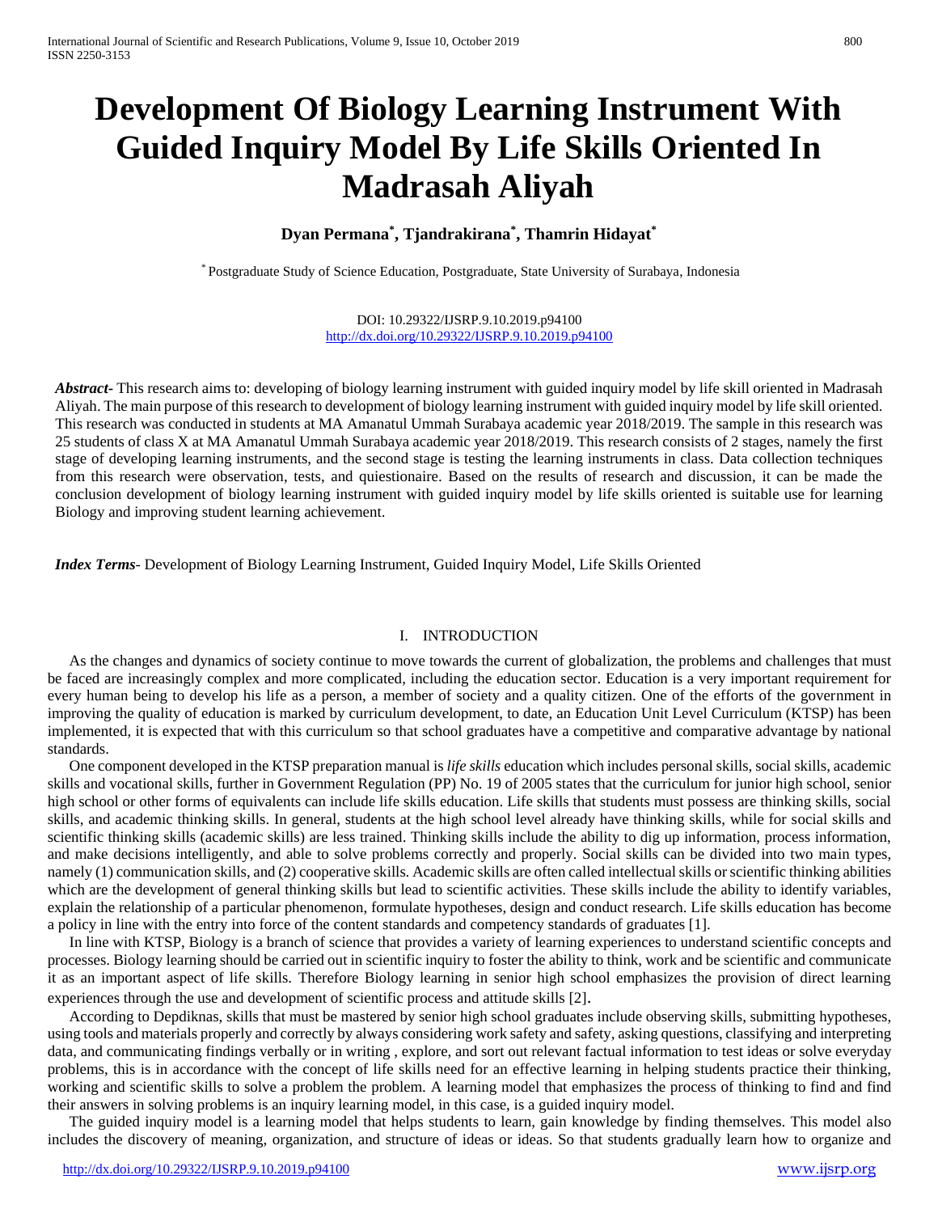# Development Of Biology Learning Instrument With Guided Inquiry Model By Life Skills Oriented In Madrasah Aliyah

**Dyan Permana[*], Tjandrakirana[*], Thamrin Hidayat[*]**

[*] Postgraduate Study of Science Education, Postgraduate, State University of Surabaya, Indonesia

DOI: 10.29322/IJSRP.9.10.2019.p94100
http://dx.doi.org/10.29322/IJSRP.9.10.2019.p94100

***Abstract-*** This research aims to: developing of biology learning instrument with guided inquiry model by life skill oriented in Madrasah Aliyah. The main purpose of this research to development of biology learning instrument with guided inquiry model by life skill oriented. This research was conducted in students at MA Amanatul Ummah Surabaya academic year 2018/2019. The sample in this research was 25 students of class X at MA Amanatul Ummah Surabaya academic year 2018/2019. This research consists of 2 stages, namely the first stage of developing learning instruments, and the second stage is testing the learning instruments in class. Data collection techniques from this research were observation, tests, and quiestionaire. Based on the results of research and discussion, it can be made the conclusion development of biology learning instrument with guided inquiry model by life skills oriented is suitable use for learning Biology and improving student learning achievement.

***Index Terms-*** Development of Biology Learning Instrument, Guided Inquiry Model, Life Skills Oriented

## I. INTRODUCTION

As the changes and dynamics of society continue to move towards the current of globalization, the problems and challenges that must be faced are increasingly complex and more complicated, including the education sector. Education is a very important requirement for every human being to develop his life as a person, a member of society and a quality citizen. One of the efforts of the government in improving the quality of education is marked by curriculum development, to date, an Education Unit Level Curriculum (KTSP) has been implemented, it is expected that with this curriculum so that school graduates have a competitive and comparative advantage by national standards.

One component developed in the KTSP preparation manual is *life skills* education which includes personal skills, social skills, academic skills and vocational skills, further in Government Regulation (PP) No. 19 of 2005 states that the curriculum for junior high school, senior high school or other forms of equivalents can include life skills education. Life skills that students must possess are thinking skills, social skills, and academic thinking skills. In general, students at the high school level already have thinking skills, while for social skills and scientific thinking skills (academic skills) are less trained. Thinking skills include the ability to dig up information, process information, and make decisions intelligently, and able to solve problems correctly and properly. Social skills can be divided into two main types, namely (1) communication skills, and (2) cooperative skills. Academic skills are often called intellectual skills or scientific thinking abilities which are the development of general thinking skills but lead to scientific activities. These skills include the ability to identify variables, explain the relationship of a particular phenomenon, formulate hypotheses, design and conduct research. Life skills education has become a policy in line with the entry into force of the content standards and competency standards of graduates [1].

In line with KTSP, Biology is a branch of science that provides a variety of learning experiences to understand scientific concepts and processes. Biology learning should be carried out in scientific inquiry to foster the ability to think, work and be scientific and communicate it as an important aspect of life skills. Therefore Biology learning in senior high school emphasizes the provision of direct learning experiences through the use and development of scientific process and attitude skills [2].

According to Depdiknas, skills that must be mastered by senior high school graduates include observing skills, submitting hypotheses, using tools and materials properly and correctly by always considering work safety and safety, asking questions, classifying and interpreting data, and communicating findings verbally or in writing , explore, and sort out relevant factual information to test ideas or solve everyday problems, this is in accordance with the concept of life skills need for an effective learning in helping students practice their thinking, working and scientific skills to solve a problem the problem. A learning model that emphasizes the process of thinking to find and find their answers in solving problems is an inquiry learning model, in this case, is a guided inquiry model.

The guided inquiry model is a learning model that helps students to learn, gain knowledge by finding themselves. This model also includes the discovery of meaning, organization, and structure of ideas or ideas. So that students gradually learn how to organize and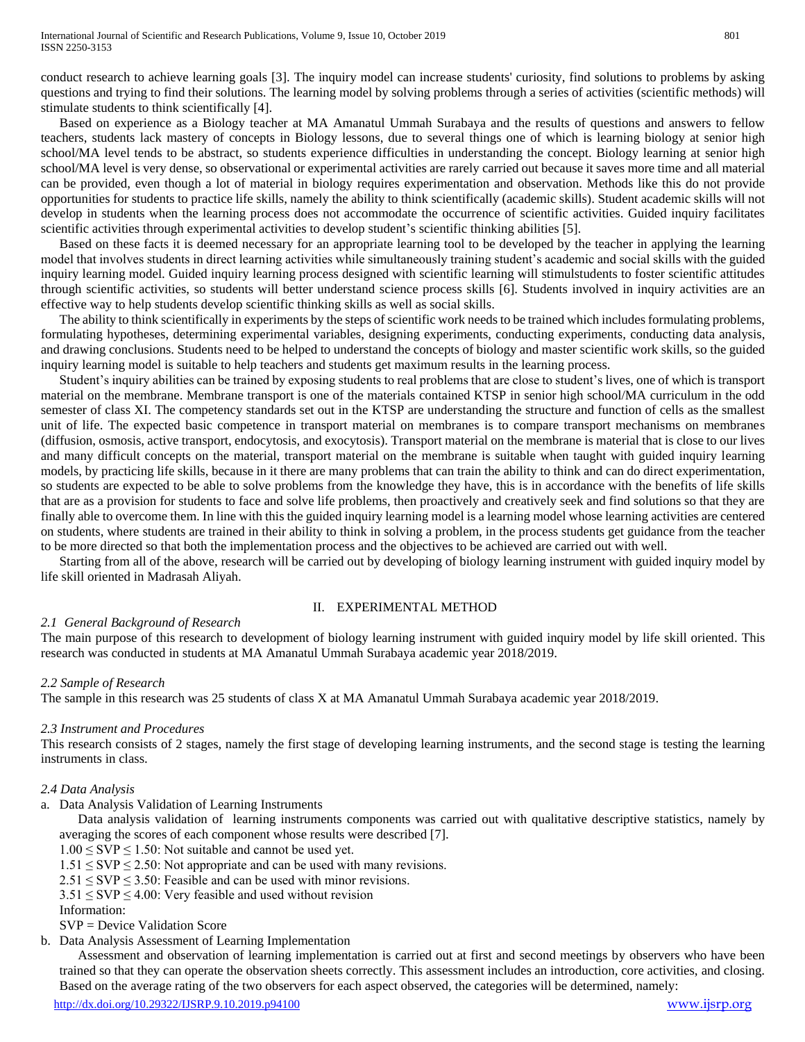conduct research to achieve learning goals [3]. The inquiry model can increase students' curiosity, find solutions to problems by asking questions and trying to find their solutions. The learning model by solving problems through a series of activities (scientific methods) will stimulate students to think scientifically [4].

Based on experience as a Biology teacher at MA Amanatul Ummah Surabaya and the results of questions and answers to fellow teachers, students lack mastery of concepts in Biology lessons, due to several things one of which is learning biology at senior high school/MA level tends to be abstract, so students experience difficulties in understanding the concept. Biology learning at senior high school/MA level is very dense, so observational or experimental activities are rarely carried out because it saves more time and all material can be provided, even though a lot of material in biology requires experimentation and observation. Methods like this do not provide opportunities for students to practice life skills, namely the ability to think scientifically (academic skills). Student academic skills will not develop in students when the learning process does not accommodate the occurrence of scientific activities. Guided inquiry facilitates scientific activities through experimental activities to develop student's scientific thinking abilities [5].

Based on these facts it is deemed necessary for an appropriate learning tool to be developed by the teacher in applying the learning model that involves students in direct learning activities while simultaneously training student's academic and social skills with the guided inquiry learning model. Guided inquiry learning process designed with scientific learning will stimulstudents to foster scientific attitudes through scientific activities, so students will better understand science process skills [6]. Students involved in inquiry activities are an effective way to help students develop scientific thinking skills as well as social skills.

The ability to think scientifically in experiments by the steps of scientific work needs to be trained which includes formulating problems, formulating hypotheses, determining experimental variables, designing experiments, conducting experiments, conducting data analysis, and drawing conclusions. Students need to be helped to understand the concepts of biology and master scientific work skills, so the guided inquiry learning model is suitable to help teachers and students get maximum results in the learning process.

Student's inquiry abilities can be trained by exposing students to real problems that are close to student's lives, one of which is transport material on the membrane. Membrane transport is one of the materials contained KTSP in senior high school/MA curriculum in the odd semester of class XI. The competency standards set out in the KTSP are understanding the structure and function of cells as the smallest unit of life. The expected basic competence in transport material on membranes is to compare transport mechanisms on membranes (diffusion, osmosis, active transport, endocytosis, and exocytosis). Transport material on the membrane is material that is close to our lives and many difficult concepts on the material, transport material on the membrane is suitable when taught with guided inquiry learning models, by practicing life skills, because in it there are many problems that can train the ability to think and can do direct experimentation, so students are expected to be able to solve problems from the knowledge they have, this is in accordance with the benefits of life skills that are as a provision for students to face and solve life problems, then proactively and creatively seek and find solutions so that they are finally able to overcome them. In line with this the guided inquiry learning model is a learning model whose learning activities are centered on students, where students are trained in their ability to think in solving a problem, in the process students get guidance from the teacher to be more directed so that both the implementation process and the objectives to be achieved are carried out with well.

Starting from all of the above, research will be carried out by developing of biology learning instrument with guided inquiry model by life skill oriented in Madrasah Aliyah.

## II. EXPERIMENTAL METHOD

### *2.1 General Background of Research*

The main purpose of this research to development of biology learning instrument with guided inquiry model by life skill oriented. This research was conducted in students at MA Amanatul Ummah Surabaya academic year 2018/2019.

### *2.2 Sample of Research*

The sample in this research was 25 students of class X at MA Amanatul Ummah Surabaya academic year 2018/2019.

### *2.3 Instrument and Procedures*

This research consists of 2 stages, namely the first stage of developing learning instruments, and the second stage is testing the learning instruments in class.

### *2.4 Data Analysis*

a. Data Analysis Validation of Learning Instruments

Data analysis validation of learning instruments components was carried out with qualitative descriptive statistics, namely by averaging the scores of each component whose results were described [7].

$1.00 \leq SVP \leq 1.50$: Not suitable and cannot be used yet.
$1.51 \leq SVP \leq 2.50$: Not appropriate and can be used with many revisions.
$2.51 \leq SVP \leq 3.50$: Feasible and can be used with minor revisions.
$3.51 \leq SVP \leq 4.00$: Very feasible and used without revision
Information:
SVP = Device Validation Score

b. Data Analysis Assessment of Learning Implementation

Assessment and observation of learning implementation is carried out at first and second meetings by observers who have been trained so that they can operate the observation sheets correctly. This assessment includes an introduction, core activities, and closing. Based on the average rating of the two observers for each aspect observed, the categories will be determined, namely: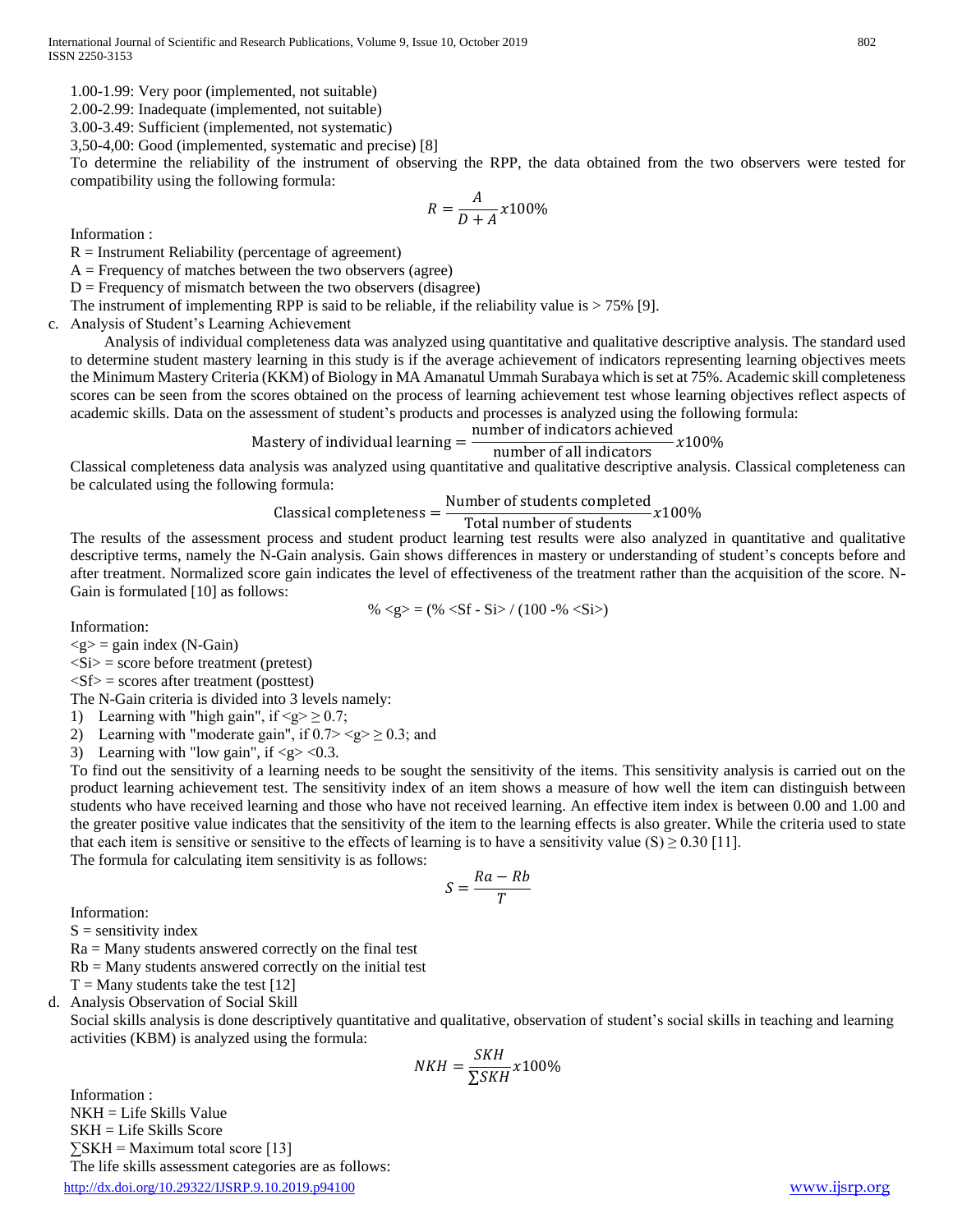1.00-1.99: Very poor (implemented, not suitable)

2.00-2.99: Inadequate (implemented, not suitable)

3.00-3.49: Sufficient (implemented, not systematic)

3,50-4,00: Good (implemented, systematic and precise) [8]

To determine the reliability of the instrument of observing the RPP, the data obtained from the two observers were tested for compatibility using the following formula:

$$R = \frac{A}{D + A} x100\%$$

Information :

R = Instrument Reliability (percentage of agreement)

A = Frequency of matches between the two observers (agree)

D = Frequency of mismatch between the two observers (disagree)

The instrument of implementing RPP is said to be reliable, if the reliability value is > 75% [9].

c. Analysis of Student's Learning Achievement

Analysis of individual completeness data was analyzed using quantitative and qualitative descriptive analysis. The standard used to determine student mastery learning in this study is if the average achievement of indicators representing learning objectives meets the Minimum Mastery Criteria (KKM) of Biology in MA Amanatul Ummah Surabaya which is set at 75%. Academic skill completeness scores can be seen from the scores obtained on the process of learning achievement test whose learning objectives reflect aspects of academic skills. Data on the assessment of student's products and processes is analyzed using the following formula:

$$\text{Mastery of individual learning} = \frac{\text{number of indicators achieved}}{\text{number of all indicators}} x100\%$$

Classical completeness data analysis was analyzed using quantitative and qualitative descriptive analysis. Classical completeness can be calculated using the following formula:

$$\text{Classical completeness} = \frac{\text{Number of students completed}}{\text{Total number of students}} x100\%$$

The results of the assessment process and student product learning test results were also analyzed in quantitative and qualitative descriptive terms, namely the N-Gain analysis. Gain shows differences in mastery or understanding of student's concepts before and after treatment. Normalized score gain indicates the level of effectiveness of the treatment rather than the acquisition of the score. N-Gain is formulated [10] as follows:

$$\% \langle g \rangle = (\% \langle Sf - Si \rangle / (100 - \% \langle Si \rangle)$$

Information:

$\langle g \rangle$ = gain index (N-Gain)

$\langle Si \rangle$ = score before treatment (pretest)

$\langle Sf \rangle$ = scores after treatment (posttest)

The N-Gain criteria is divided into 3 levels namely:

1) Learning with "high gain", if $\langle g \rangle \geq 0.7$;
2) Learning with "moderate gain", if $0.7 > \langle g \rangle \geq 0.3$; and
3) Learning with "low gain", if $\langle g \rangle < 0.3$.

To find out the sensitivity of a learning needs to be sought the sensitivity of the items. This sensitivity analysis is carried out on the product learning achievement test. The sensitivity index of an item shows a measure of how well the item can distinguish between students who have received learning and those who have not received learning. An effective item index is between 0.00 and 1.00 and the greater positive value indicates that the sensitivity of the item to the learning effects is also greater. While the criteria used to state that each item is sensitive or sensitive to the effects of learning is to have a sensitivity value (S) ≥ 0.30 [11].

The formula for calculating item sensitivity is as follows:

$$S = \frac{Ra - Rb}{T}$$

Information:

S = sensitivity index

Ra = Many students answered correctly on the final test

Rb = Many students answered correctly on the initial test

T = Many students take the test [12]

d. Analysis Observation of Social Skill

Social skills analysis is done descriptively quantitative and qualitative, observation of student's social skills in teaching and learning activities (KBM) is analyzed using the formula:

$$NKH = \frac{SKH}{\sum SKH} x100\%$$

Information :

NKH = Life Skills Value

SKH = Life Skills Score

∑SKH = Maximum total score [13]

The life skills assessment categories are as follows: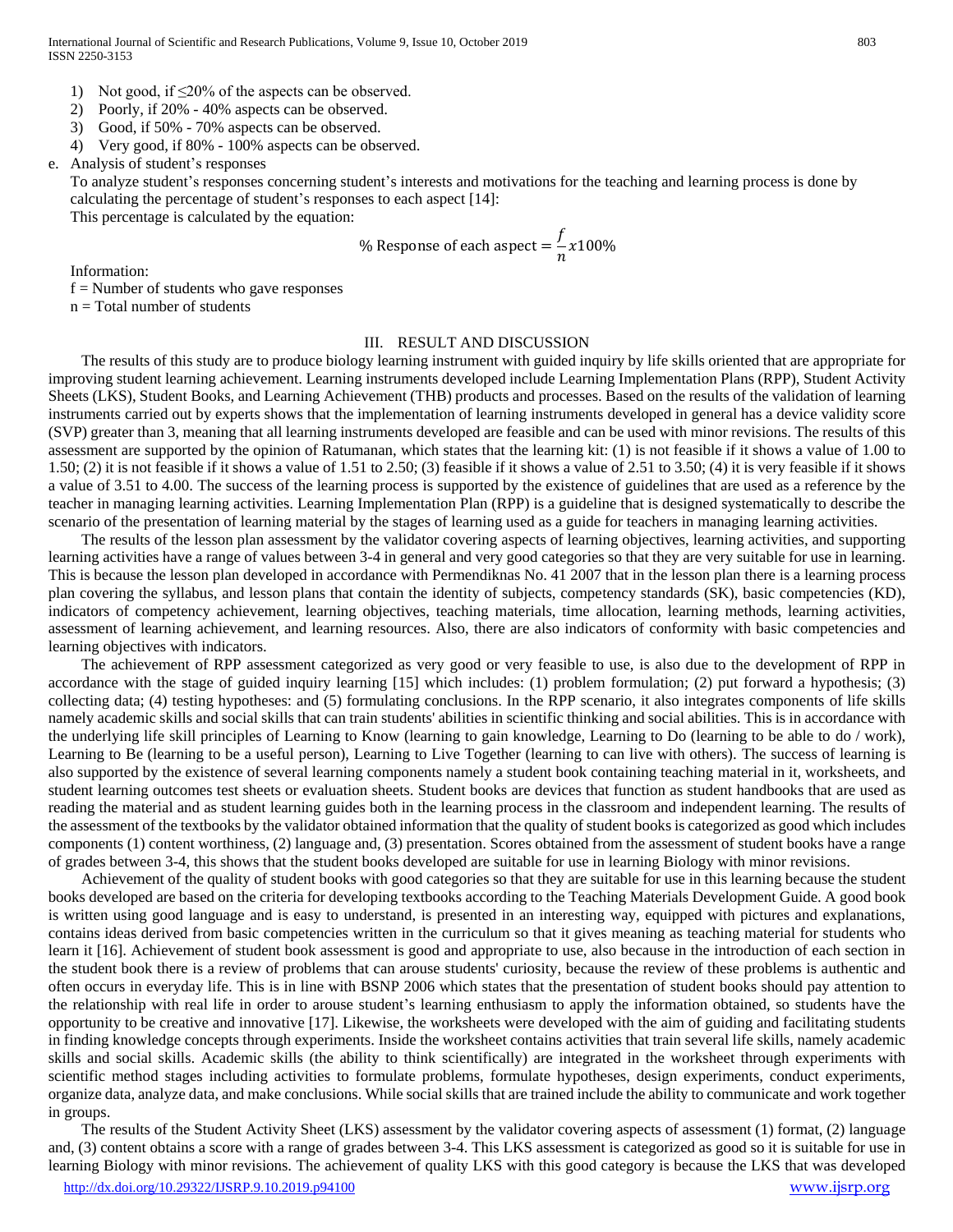1) Not good, if ≤20% of the aspects can be observed.
2) Poorly, if 20% - 40% aspects can be observed.
3) Good, if 50% - 70% aspects can be observed.
4) Very good, if 80% - 100% aspects can be observed.

e. Analysis of student's responses

To analyze student's responses concerning student's interests and motivations for the teaching and learning process is done by calculating the percentage of student's responses to each aspect [14]:

This percentage is calculated by the equation:

$$\%\text{ Response of each aspect} = \frac{f}{n} x 100\%$$

Information:

f = Number of students who gave responses

n = Total number of students

## III. RESULT AND DISCUSSION

The results of this study are to produce biology learning instrument with guided inquiry by life skills oriented that are appropriate for improving student learning achievement. Learning instruments developed include Learning Implementation Plans (RPP), Student Activity Sheets (LKS), Student Books, and Learning Achievement (THB) products and processes. Based on the results of the validation of learning instruments carried out by experts shows that the implementation of learning instruments developed in general has a device validity score (SVP) greater than 3, meaning that all learning instruments developed are feasible and can be used with minor revisions. The results of this assessment are supported by the opinion of Ratumanan, which states that the learning kit: (1) is not feasible if it shows a value of 1.00 to 1.50; (2) it is not feasible if it shows a value of 1.51 to 2.50; (3) feasible if it shows a value of 2.51 to 3.50; (4) it is very feasible if it shows a value of 3.51 to 4.00. The success of the learning process is supported by the existence of guidelines that are used as a reference by the teacher in managing learning activities. Learning Implementation Plan (RPP) is a guideline that is designed systematically to describe the scenario of the presentation of learning material by the stages of learning used as a guide for teachers in managing learning activities.

The results of the lesson plan assessment by the validator covering aspects of learning objectives, learning activities, and supporting learning activities have a range of values between 3-4 in general and very good categories so that they are very suitable for use in learning. This is because the lesson plan developed in accordance with Permendiknas No. 41 2007 that in the lesson plan there is a learning process plan covering the syllabus, and lesson plans that contain the identity of subjects, competency standards (SK), basic competencies (KD), indicators of competency achievement, learning objectives, teaching materials, time allocation, learning methods, learning activities, assessment of learning achievement, and learning resources. Also, there are also indicators of conformity with basic competencies and learning objectives with indicators.

The achievement of RPP assessment categorized as very good or very feasible to use, is also due to the development of RPP in accordance with the stage of guided inquiry learning [15] which includes: (1) problem formulation; (2) put forward a hypothesis; (3) collecting data; (4) testing hypotheses: and (5) formulating conclusions. In the RPP scenario, it also integrates components of life skills namely academic skills and social skills that can train students' abilities in scientific thinking and social abilities. This is in accordance with the underlying life skill principles of Learning to Know (learning to gain knowledge, Learning to Do (learning to be able to do / work), Learning to Be (learning to be a useful person), Learning to Live Together (learning to can live with others). The success of learning is also supported by the existence of several learning components namely a student book containing teaching material in it, worksheets, and student learning outcomes test sheets or evaluation sheets. Student books are devices that function as student handbooks that are used as reading the material and as student learning guides both in the learning process in the classroom and independent learning. The results of the assessment of the textbooks by the validator obtained information that the quality of student books is categorized as good which includes components (1) content worthiness, (2) language and, (3) presentation. Scores obtained from the assessment of student books have a range of grades between 3-4, this shows that the student books developed are suitable for use in learning Biology with minor revisions.

Achievement of the quality of student books with good categories so that they are suitable for use in this learning because the student books developed are based on the criteria for developing textbooks according to the Teaching Materials Development Guide. A good book is written using good language and is easy to understand, is presented in an interesting way, equipped with pictures and explanations, contains ideas derived from basic competencies written in the curriculum so that it gives meaning as teaching material for students who learn it [16]. Achievement of student book assessment is good and appropriate to use, also because in the introduction of each section in the student book there is a review of problems that can arouse students' curiosity, because the review of these problems is authentic and often occurs in everyday life. This is in line with BSNP 2006 which states that the presentation of student books should pay attention to the relationship with real life in order to arouse student's learning enthusiasm to apply the information obtained, so students have the opportunity to be creative and innovative [17]. Likewise, the worksheets were developed with the aim of guiding and facilitating students in finding knowledge concepts through experiments. Inside the worksheet contains activities that train several life skills, namely academic skills and social skills. Academic skills (the ability to think scientifically) are integrated in the worksheet through experiments with scientific method stages including activities to formulate problems, formulate hypotheses, design experiments, conduct experiments, organize data, analyze data, and make conclusions. While social skills that are trained include the ability to communicate and work together in groups.

The results of the Student Activity Sheet (LKS) assessment by the validator covering aspects of assessment (1) format, (2) language and, (3) content obtains a score with a range of grades between 3-4. This LKS assessment is categorized as good so it is suitable for use in learning Biology with minor revisions. The achievement of quality LKS with this good category is because the LKS that was developed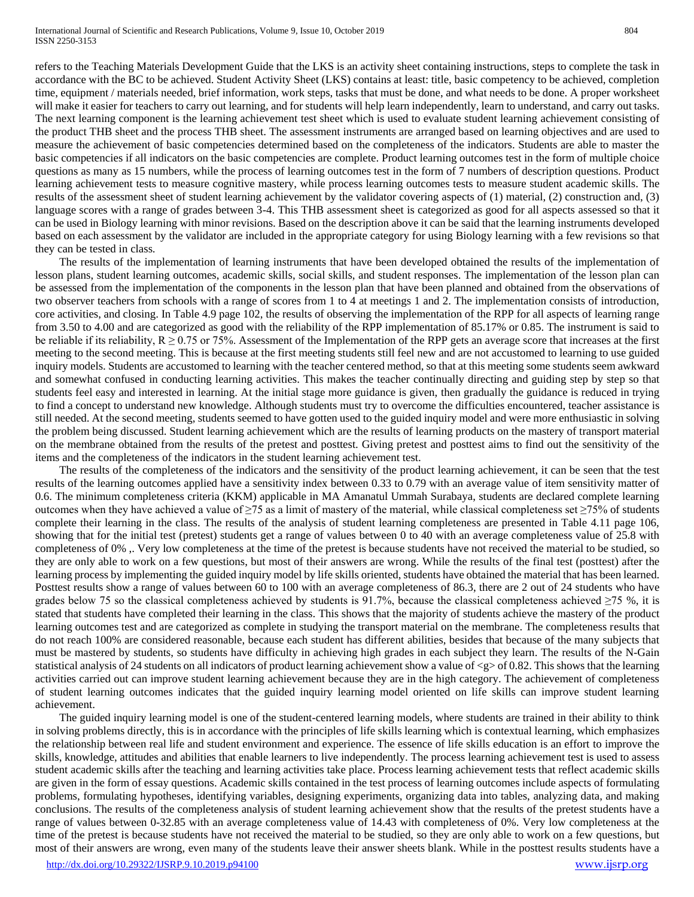refers to the Teaching Materials Development Guide that the LKS is an activity sheet containing instructions, steps to complete the task in accordance with the BC to be achieved. Student Activity Sheet (LKS) contains at least: title, basic competency to be achieved, completion time, equipment / materials needed, brief information, work steps, tasks that must be done, and what needs to be done. A proper worksheet will make it easier for teachers to carry out learning, and for students will help learn independently, learn to understand, and carry out tasks. The next learning component is the learning achievement test sheet which is used to evaluate student learning achievement consisting of the product THB sheet and the process THB sheet. The assessment instruments are arranged based on learning objectives and are used to measure the achievement of basic competencies determined based on the completeness of the indicators. Students are able to master the basic competencies if all indicators on the basic competencies are complete. Product learning outcomes test in the form of multiple choice questions as many as 15 numbers, while the process of learning outcomes test in the form of 7 numbers of description questions. Product learning achievement tests to measure cognitive mastery, while process learning outcomes tests to measure student academic skills. The results of the assessment sheet of student learning achievement by the validator covering aspects of (1) material, (2) construction and, (3) language scores with a range of grades between 3-4. This THB assessment sheet is categorized as good for all aspects assessed so that it can be used in Biology learning with minor revisions. Based on the description above it can be said that the learning instruments developed based on each assessment by the validator are included in the appropriate category for using Biology learning with a few revisions so that they can be tested in class.

The results of the implementation of learning instruments that have been developed obtained the results of the implementation of lesson plans, student learning outcomes, academic skills, social skills, and student responses. The implementation of the lesson plan can be assessed from the implementation of the components in the lesson plan that have been planned and obtained from the observations of two observer teachers from schools with a range of scores from 1 to 4 at meetings 1 and 2. The implementation consists of introduction, core activities, and closing. In Table 4.9 page 102, the results of observing the implementation of the RPP for all aspects of learning range from 3.50 to 4.00 and are categorized as good with the reliability of the RPP implementation of 85.17% or 0.85. The instrument is said to be reliable if its reliability, $R \geq 0.75$ or 75%. Assessment of the Implementation of the RPP gets an average score that increases at the first meeting to the second meeting. This is because at the first meeting students still feel new and are not accustomed to learning to use guided inquiry models. Students are accustomed to learning with the teacher centered method, so that at this meeting some students seem awkward and somewhat confused in conducting learning activities. This makes the teacher continually directing and guiding step by step so that students feel easy and interested in learning. At the initial stage more guidance is given, then gradually the guidance is reduced in trying to find a concept to understand new knowledge. Although students must try to overcome the difficulties encountered, teacher assistance is still needed. At the second meeting, students seemed to have gotten used to the guided inquiry model and were more enthusiastic in solving the problem being discussed. Student learning achievement which are the results of learning products on the mastery of transport material on the membrane obtained from the results of the pretest and posttest. Giving pretest and posttest aims to find out the sensitivity of the items and the completeness of the indicators in the student learning achievement test.

The results of the completeness of the indicators and the sensitivity of the product learning achievement, it can be seen that the test results of the learning outcomes applied have a sensitivity index between 0.33 to 0.79 with an average value of item sensitivity matter of 0.6. The minimum completeness criteria (KKM) applicable in MA Amanatul Ummah Surabaya, students are declared complete learning outcomes when they have achieved a value of ≥75 as a limit of mastery of the material, while classical completeness set ≥75% of students complete their learning in the class. The results of the analysis of student learning completeness are presented in Table 4.11 page 106, showing that for the initial test (pretest) students get a range of values between 0 to 40 with an average completeness value of 25.8 with completeness of 0% ,. Very low completeness at the time of the pretest is because students have not received the material to be studied, so they are only able to work on a few questions, but most of their answers are wrong. While the results of the final test (posttest) after the learning process by implementing the guided inquiry model by life skills oriented, students have obtained the material that has been learned. Posttest results show a range of values between 60 to 100 with an average completeness of 86.3, there are 2 out of 24 students who have grades below 75 so the classical completeness achieved by students is 91.7%, because the classical completeness achieved ≥75 %, it is stated that students have completed their learning in the class. This shows that the majority of students achieve the mastery of the product learning outcomes test and are categorized as complete in studying the transport material on the membrane. The completeness results that do not reach 100% are considered reasonable, because each student has different abilities, besides that because of the many subjects that must be mastered by students, so students have difficulty in achieving high grades in each subject they learn. The results of the N-Gain statistical analysis of 24 students on all indicators of product learning achievement show a value of $\langle g \rangle$ of 0.82. This shows that the learning activities carried out can improve student learning achievement because they are in the high category. The achievement of completeness of student learning outcomes indicates that the guided inquiry learning model oriented on life skills can improve student learning achievement.

The guided inquiry learning model is one of the student-centered learning models, where students are trained in their ability to think in solving problems directly, this is in accordance with the principles of life skills learning which is contextual learning, which emphasizes the relationship between real life and student environment and experience. The essence of life skills education is an effort to improve the skills, knowledge, attitudes and abilities that enable learners to live independently. The process learning achievement test is used to assess student academic skills after the teaching and learning activities take place. Process learning achievement tests that reflect academic skills are given in the form of essay questions. Academic skills contained in the test process of learning outcomes include aspects of formulating problems, formulating hypotheses, identifying variables, designing experiments, organizing data into tables, analyzing data, and making conclusions. The results of the completeness analysis of student learning achievement show that the results of the pretest students have a range of values between 0-32.85 with an average completeness value of 14.43 with completeness of 0%. Very low completeness at the time of the pretest is because students have not received the material to be studied, so they are only able to work on a few questions, but most of their answers are wrong, even many of the students leave their answer sheets blank. While in the posttest results students have a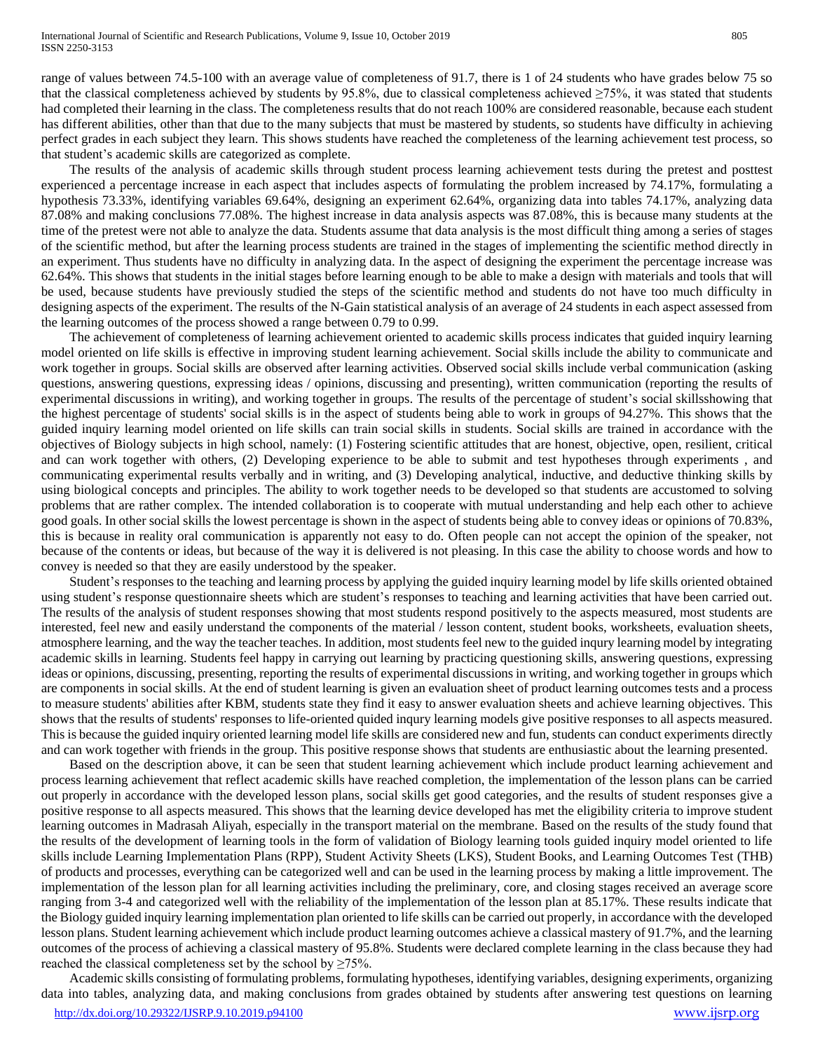range of values between 74.5-100 with an average value of completeness of 91.7, there is 1 of 24 students who have grades below 75 so that the classical completeness achieved by students by 95.8%, due to classical completeness achieved ≥75%, it was stated that students had completed their learning in the class. The completeness results that do not reach 100% are considered reasonable, because each student has different abilities, other than that due to the many subjects that must be mastered by students, so students have difficulty in achieving perfect grades in each subject they learn. This shows students have reached the completeness of the learning achievement test process, so that student's academic skills are categorized as complete.

The results of the analysis of academic skills through student process learning achievement tests during the pretest and posttest experienced a percentage increase in each aspect that includes aspects of formulating the problem increased by 74.17%, formulating a hypothesis 73.33%, identifying variables 69.64%, designing an experiment 62.64%, organizing data into tables 74.17%, analyzing data 87.08% and making conclusions 77.08%. The highest increase in data analysis aspects was 87.08%, this is because many students at the time of the pretest were not able to analyze the data. Students assume that data analysis is the most difficult thing among a series of stages of the scientific method, but after the learning process students are trained in the stages of implementing the scientific method directly in an experiment. Thus students have no difficulty in analyzing data. In the aspect of designing the experiment the percentage increase was 62.64%. This shows that students in the initial stages before learning enough to be able to make a design with materials and tools that will be used, because students have previously studied the steps of the scientific method and students do not have too much difficulty in designing aspects of the experiment. The results of the N-Gain statistical analysis of an average of 24 students in each aspect assessed from the learning outcomes of the process showed a range between 0.79 to 0.99.

The achievement of completeness of learning achievement oriented to academic skills process indicates that guided inquiry learning model oriented on life skills is effective in improving student learning achievement. Social skills include the ability to communicate and work together in groups. Social skills are observed after learning activities. Observed social skills include verbal communication (asking questions, answering questions, expressing ideas / opinions, discussing and presenting), written communication (reporting the results of experimental discussions in writing), and working together in groups. The results of the percentage of student's social skillsshowing that the highest percentage of students' social skills is in the aspect of students being able to work in groups of 94.27%. This shows that the guided inquiry learning model oriented on life skills can train social skills in students. Social skills are trained in accordance with the objectives of Biology subjects in high school, namely: (1) Fostering scientific attitudes that are honest, objective, open, resilient, critical and can work together with others, (2) Developing experience to be able to submit and test hypotheses through experiments , and communicating experimental results verbally and in writing, and (3) Developing analytical, inductive, and deductive thinking skills by using biological concepts and principles. The ability to work together needs to be developed so that students are accustomed to solving problems that are rather complex. The intended collaboration is to cooperate with mutual understanding and help each other to achieve good goals. In other social skills the lowest percentage is shown in the aspect of students being able to convey ideas or opinions of 70.83%, this is because in reality oral communication is apparently not easy to do. Often people can not accept the opinion of the speaker, not because of the contents or ideas, but because of the way it is delivered is not pleasing. In this case the ability to choose words and how to convey is needed so that they are easily understood by the speaker.

Student's responses to the teaching and learning process by applying the guided inquiry learning model by life skills oriented obtained using student's response questionnaire sheets which are student's responses to teaching and learning activities that have been carried out. The results of the analysis of student responses showing that most students respond positively to the aspects measured, most students are interested, feel new and easily understand the components of the material / lesson content, student books, worksheets, evaluation sheets, atmosphere learning, and the way the teacher teaches. In addition, most students feel new to the guided inqury learning model by integrating academic skills in learning. Students feel happy in carrying out learning by practicing questioning skills, answering questions, expressing ideas or opinions, discussing, presenting, reporting the results of experimental discussions in writing, and working together in groups which are components in social skills. At the end of student learning is given an evaluation sheet of product learning outcomes tests and a process to measure students' abilities after KBM, students state they find it easy to answer evaluation sheets and achieve learning objectives. This shows that the results of students' responses to life-oriented quided inqury learning models give positive responses to all aspects measured. This is because the guided inquiry oriented learning model life skills are considered new and fun, students can conduct experiments directly and can work together with friends in the group. This positive response shows that students are enthusiastic about the learning presented.

Based on the description above, it can be seen that student learning achievement which include product learning achievement and process learning achievement that reflect academic skills have reached completion, the implementation of the lesson plans can be carried out properly in accordance with the developed lesson plans, social skills get good categories, and the results of student responses give a positive response to all aspects measured. This shows that the learning device developed has met the eligibility criteria to improve student learning outcomes in Madrasah Aliyah, especially in the transport material on the membrane. Based on the results of the study found that the results of the development of learning tools in the form of validation of Biology learning tools guided inquiry model oriented to life skills include Learning Implementation Plans (RPP), Student Activity Sheets (LKS), Student Books, and Learning Outcomes Test (THB) of products and processes, everything can be categorized well and can be used in the learning process by making a little improvement. The implementation of the lesson plan for all learning activities including the preliminary, core, and closing stages received an average score ranging from 3-4 and categorized well with the reliability of the implementation of the lesson plan at 85.17%. These results indicate that the Biology guided inquiry learning implementation plan oriented to life skills can be carried out properly, in accordance with the developed lesson plans. Student learning achievement which include product learning outcomes achieve a classical mastery of 91.7%, and the learning outcomes of the process of achieving a classical mastery of 95.8%. Students were declared complete learning in the class because they had reached the classical completeness set by the school by ≥75%.

Academic skills consisting of formulating problems, formulating hypotheses, identifying variables, designing experiments, organizing data into tables, analyzing data, and making conclusions from grades obtained by students after answering test questions on learning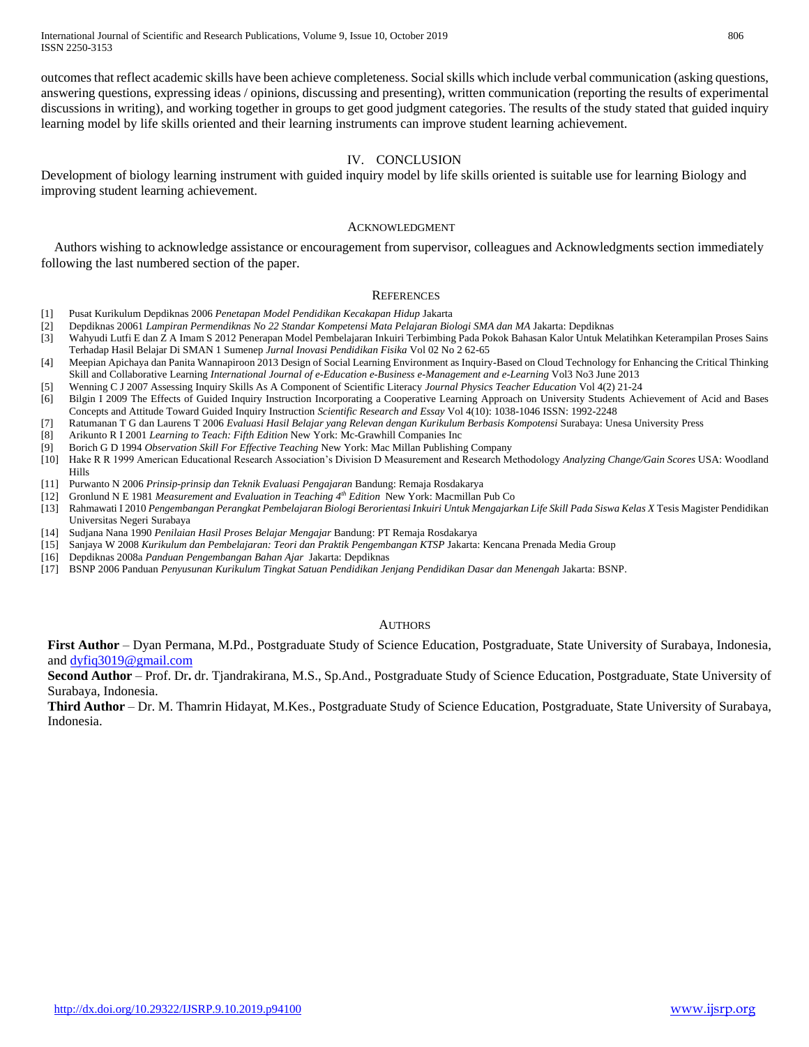outcomes that reflect academic skills have been achieve completeness. Social skills which include verbal communication (asking questions, answering questions, expressing ideas / opinions, discussing and presenting), written communication (reporting the results of experimental discussions in writing), and working together in groups to get good judgment categories. The results of the study stated that guided inquiry learning model by life skills oriented and their learning instruments can improve student learning achievement.

## IV. CONCLUSION

Development of biology learning instrument with guided inquiry model by life skills oriented is suitable use for learning Biology and improving student learning achievement.

## ACKNOWLEDGMENT

Authors wishing to acknowledge assistance or encouragement from supervisor, colleagues and Acknowledgments section immediately following the last numbered section of the paper.

## REFERENCES

[1] Pusat Kurikulum Depdiknas 2006 *Penetapan Model Pendidikan Kecakapan Hidup* Jakarta

[2] Depdiknas 20061 *Lampiran Permendiknas No 22 Standar Kompetensi Mata Pelajaran Biologi SMA dan MA* Jakarta: Depdiknas

[3] Wahyudi Lutfi E dan Z A Imam S 2012 Penerapan Model Pembelajaran Inkuiri Terbimbing Pada Pokok Bahasan Kalor Untuk Melatihkan Keterampilan Proses Sains Terhadap Hasil Belajar Di SMAN 1 Sumenep *Jurnal Inovasi Pendidikan Fisika* Vol 02 No 2 62-65

[4] Meepian Apichaya dan Panita Wannapiroon 2013 Design of Social Learning Environment as Inquiry-Based on Cloud Technology for Enhancing the Critical Thinking Skill and Collaborative Learning *International Journal of e-Education e-Business e-Management and e-Learning* Vol3 No3 June 2013

[5] Wenning C J 2007 Assessing Inquiry Skills As A Component of Scientific Literacy *Journal Physics Teacher Education* Vol 4(2) 21-24

[6] Bilgin I 2009 The Effects of Guided Inquiry Instruction Incorporating a Cooperative Learning Approach on University Students Achievement of Acid and Bases Concepts and Attitude Toward Guided Inquiry Instruction *Scientific Research and Essay* Vol 4(10): 1038-1046 ISSN: 1992-2248

[7] Ratumanan T G dan Laurens T 2006 *Evaluasi Hasil Belajar yang Relevan dengan Kurikulum Berbasis Kompotensi* Surabaya: Unesa University Press

[8] Arikunto R I 2001 *Learning to Teach: Fifth Edition* New York: Mc-Grawhill Companies Inc

[9] Borich G D 1994 *Observation Skill For Effective Teaching* New York: Mac Millan Publishing Company

[10] Hake R R 1999 American Educational Research Association's Division D Measurement and Research Methodology *Analyzing Change/Gain Scores* USA: Woodland Hills

[11] Purwanto N 2006 *Prinsip-prinsip dan Teknik Evaluasi Pengajaran* Bandung: Remaja Rosdakarya

[12] Gronlund N E 1981 *Measurement and Evaluation in Teaching 4th Edition* New York: Macmillan Pub Co

[13] Rahmawati I 2010 *Pengembangan Perangkat Pembelajaran Biologi Berorientasi Inkuiri Untuk Mengajarkan Life Skill Pada Siswa Kelas X* Tesis Magister Pendidikan Universitas Negeri Surabaya

[14] Sudjana Nana 1990 *Penilaian Hasil Proses Belajar Mengajar* Bandung: PT Remaja Rosdakarya

[15] Sanjaya W 2008 *Kurikulum dan Pembelajaran: Teori dan Praktik Pengembangan KTSP* Jakarta: Kencana Prenada Media Group

[16] Depdiknas 2008a *Panduan Pengembangan Bahan Ajar* Jakarta: Depdiknas

[17] BSNP 2006 Panduan *Penyusunan Kurikulum Tingkat Satuan Pendidikan Jenjang Pendidikan Dasar dan Menengah* Jakarta: BSNP.

## AUTHORS

**First Author** – Dyan Permana, M.Pd., Postgraduate Study of Science Education, Postgraduate, State University of Surabaya, Indonesia, and dyfiq3019@gmail.com

**Second Author** – Prof. Dr. dr. Tjandrakirana, M.S., Sp.And., Postgraduate Study of Science Education, Postgraduate, State University of Surabaya, Indonesia.

**Third Author** – Dr. M. Thamrin Hidayat, M.Kes., Postgraduate Study of Science Education, Postgraduate, State University of Surabaya, Indonesia.